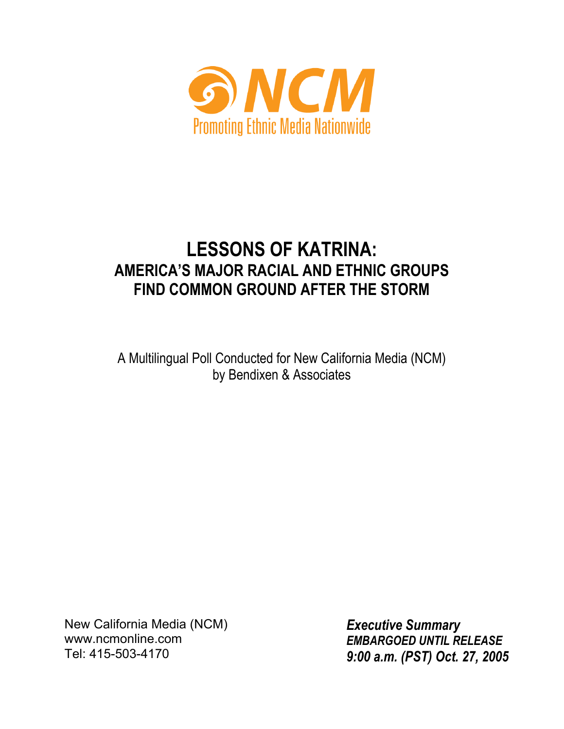NCM

Promoting Ethnic Media Nationwide

# LESSONS OF KATRINA:

## AMERICA'S MAJOR RACIAL AND ETHNIC GROUPS FIND COMMON GROUND AFTER THE STORM

A Multilingual Poll Conducted for New California Media (NCM) by Bendixen & Associates

New California Media (NCM)
www.ncmonline.com
Tel: 415-503-4170

***Executive Summary***
***EMBARGOED UNTIL RELEASE***
***9:00 a.m. (PST) Oct. 27, 2005***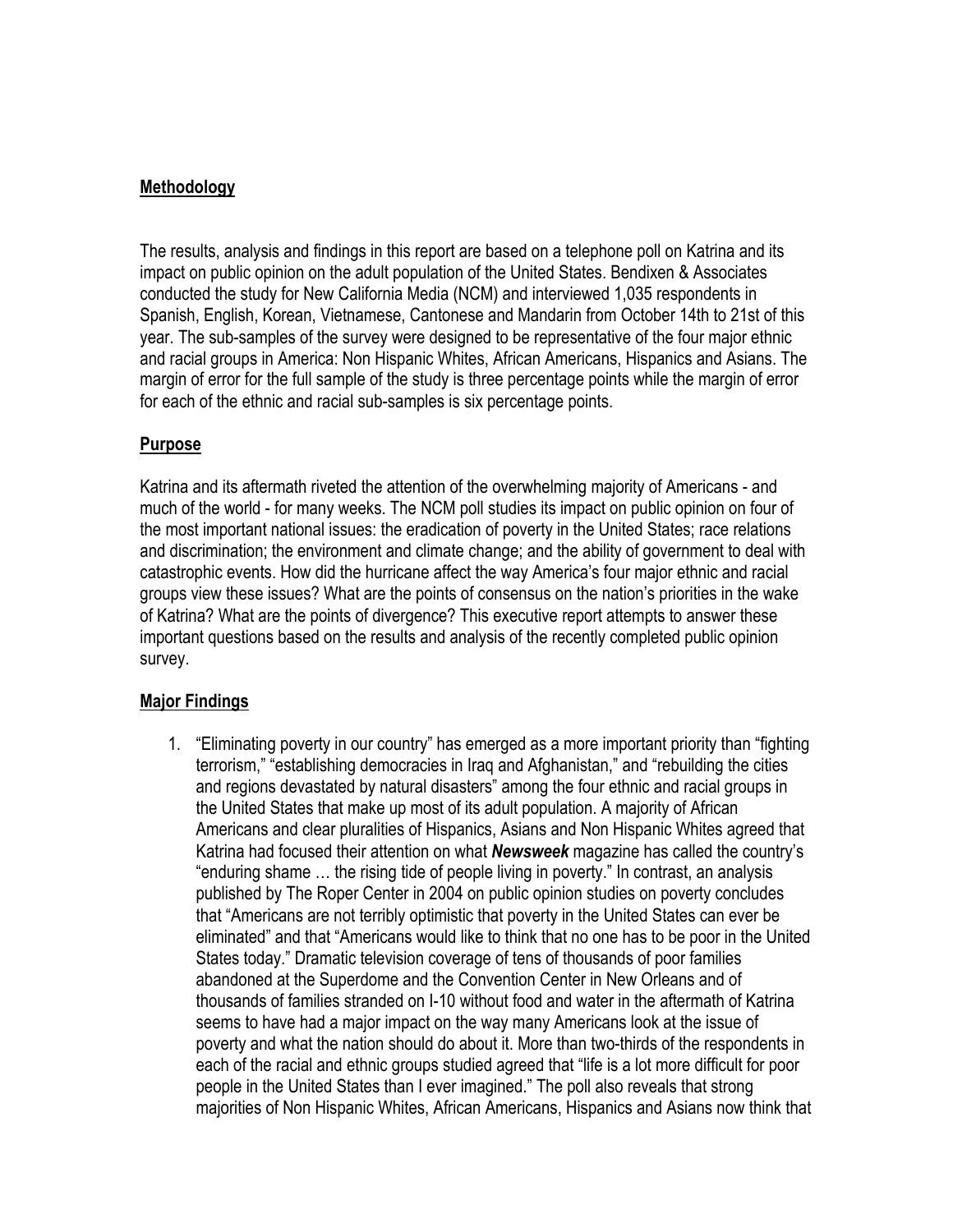## Methodology

The results, analysis and findings in this report are based on a telephone poll on Katrina and its impact on public opinion on the adult population of the United States. Bendixen & Associates conducted the study for New California Media (NCM) and interviewed 1,035 respondents in Spanish, English, Korean, Vietnamese, Cantonese and Mandarin from October 14th to 21st of this year. The sub-samples of the survey were designed to be representative of the four major ethnic and racial groups in America: Non Hispanic Whites, African Americans, Hispanics and Asians. The margin of error for the full sample of the study is three percentage points while the margin of error for each of the ethnic and racial sub-samples is six percentage points.

## Purpose

Katrina and its aftermath riveted the attention of the overwhelming majority of Americans - and much of the world - for many weeks. The NCM poll studies its impact on public opinion on four of the most important national issues: the eradication of poverty in the United States; race relations and discrimination; the environment and climate change; and the ability of government to deal with catastrophic events. How did the hurricane affect the way America's four major ethnic and racial groups view these issues? What are the points of consensus on the nation's priorities in the wake of Katrina? What are the points of divergence? This executive report attempts to answer these important questions based on the results and analysis of the recently completed public opinion survey.

## Major Findings

1. "Eliminating poverty in our country" has emerged as a more important priority than "fighting terrorism," "establishing democracies in Iraq and Afghanistan," and "rebuilding the cities and regions devastated by natural disasters" among the four ethnic and racial groups in the United States that make up most of its adult population. A majority of African Americans and clear pluralities of Hispanics, Asians and Non Hispanic Whites agreed that Katrina had focused their attention on what ***Newsweek*** magazine has called the country's "enduring shame … the rising tide of people living in poverty." In contrast, an analysis published by The Roper Center in 2004 on public opinion studies on poverty concludes that "Americans are not terribly optimistic that poverty in the United States can ever be eliminated" and that "Americans would like to think that no one has to be poor in the United States today." Dramatic television coverage of tens of thousands of poor families abandoned at the Superdome and the Convention Center in New Orleans and of thousands of families stranded on I-10 without food and water in the aftermath of Katrina seems to have had a major impact on the way many Americans look at the issue of poverty and what the nation should do about it. More than two-thirds of the respondents in each of the racial and ethnic groups studied agreed that "life is a lot more difficult for poor people in the United States than I ever imagined." The poll also reveals that strong majorities of Non Hispanic Whites, African Americans, Hispanics and Asians now think that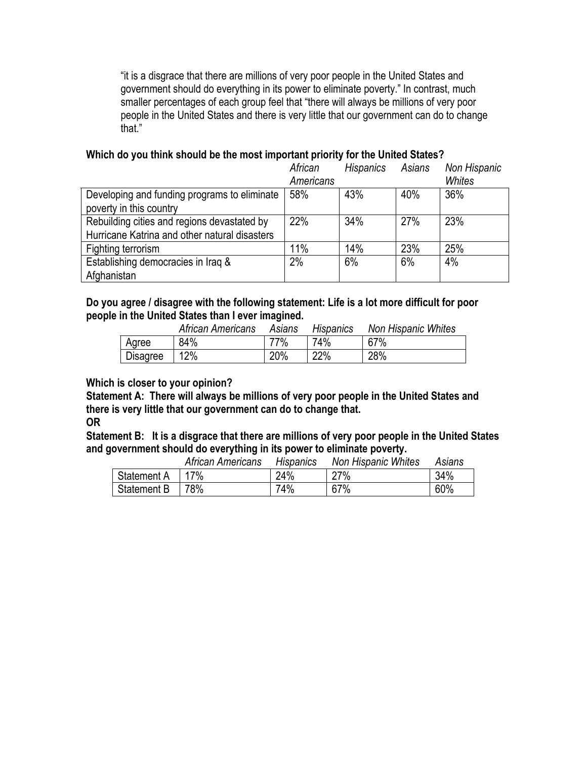"it is a disgrace that there are millions of very poor people in the United States and government should do everything in its power to eliminate poverty." In contrast, much smaller percentages of each group feel that "there will always be millions of very poor people in the United States and there is very little that our government can do to change that."

**Which do you think should be the most important priority for the United States?**

| | *African Americans* | *Hispanics* | *Asians* | *Non Hispanic Whites* |
|---|---|---|---|---|
| Developing and funding programs to eliminate poverty in this country | 58% | 43% | 40% | 36% |
| Rebuilding cities and regions devastated by Hurricane Katrina and other natural disasters | 22% | 34% | 27% | 23% |
| Fighting terrorism | 11% | 14% | 23% | 25% |
| Establishing democracies in Iraq & Afghanistan | 2% | 6% | 6% | 4% |

**Do you agree / disagree with the following statement: Life is a lot more difficult for poor people in the United States than I ever imagined.**

| | *African Americans* | *Asians* | *Hispanics* | *Non Hispanic Whites* |
|---|---|---|---|---|
| Agree | 84% | 77% | 74% | 67% |
| Disagree | 12% | 20% | 22% | 28% |

**Which is closer to your opinion?**

**Statement A: There will always be millions of very poor people in the United States and there is very little that our government can do to change that.**

**OR**

**Statement B: It is a disgrace that there are millions of very poor people in the United States and government should do everything in its power to eliminate poverty.**

| | *African Americans* | *Hispanics* | *Non Hispanic Whites* | *Asians* |
|---|---|---|---|---|
| Statement A | 17% | 24% | 27% | 34% |
| Statement B | 78% | 74% | 67% | 60% |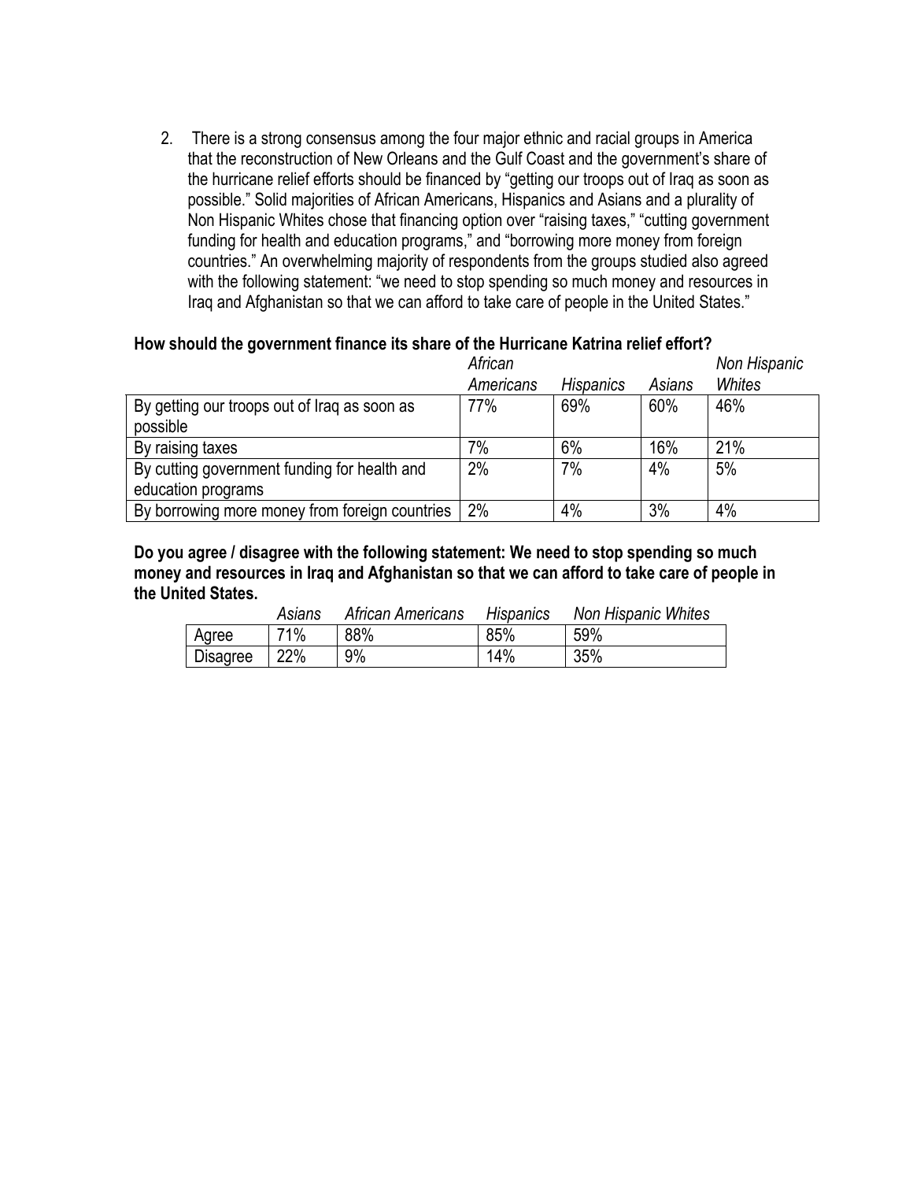2. There is a strong consensus among the four major ethnic and racial groups in America that the reconstruction of New Orleans and the Gulf Coast and the government's share of the hurricane relief efforts should be financed by "getting our troops out of Iraq as soon as possible." Solid majorities of African Americans, Hispanics and Asians and a plurality of Non Hispanic Whites chose that financing option over "raising taxes," "cutting government funding for health and education programs," and "borrowing more money from foreign countries." An overwhelming majority of respondents from the groups studied also agreed with the following statement: "we need to stop spending so much money and resources in Iraq and Afghanistan so that we can afford to take care of people in the United States."

**How should the government finance its share of the Hurricane Katrina relief effort?**

| | *African Americans* | *Hispanics* | *Asians* | *Non Hispanic Whites* |
|---|---|---|---|---|
| By getting our troops out of Iraq as soon as possible | 77% | 69% | 60% | 46% |
| By raising taxes | 7% | 6% | 16% | 21% |
| By cutting government funding for health and education programs | 2% | 7% | 4% | 5% |
| By borrowing more money from foreign countries | 2% | 4% | 3% | 4% |

**Do you agree / disagree with the following statement: We need to stop spending so much money and resources in Iraq and Afghanistan so that we can afford to take care of people in the United States.**

| | *Asians* | *African Americans* | *Hispanics* | *Non Hispanic Whites* |
|---|---|---|---|---|
| Agree | 71% | 88% | 85% | 59% |
| Disagree | 22% | 9% | 14% | 35% |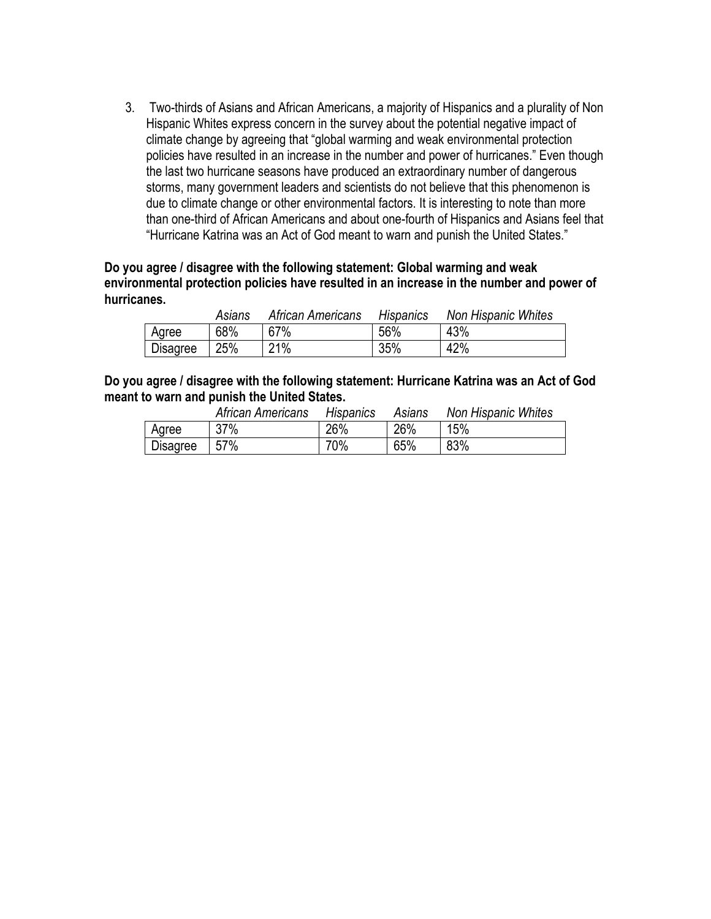3. Two-thirds of Asians and African Americans, a majority of Hispanics and a plurality of Non Hispanic Whites express concern in the survey about the potential negative impact of climate change by agreeing that "global warming and weak environmental protection policies have resulted in an increase in the number and power of hurricanes." Even though the last two hurricane seasons have produced an extraordinary number of dangerous storms, many government leaders and scientists do not believe that this phenomenon is due to climate change or other environmental factors. It is interesting to note than more than one-third of African Americans and about one-fourth of Hispanics and Asians feel that "Hurricane Katrina was an Act of God meant to warn and punish the United States."

**Do you agree / disagree with the following statement: Global warming and weak environmental protection policies have resulted in an increase in the number and power of hurricanes.**

| | *Asians* | *African Americans* | *Hispanics* | *Non Hispanic Whites* |
|---|---|---|---|---|
| Agree | 68% | 67% | 56% | 43% |
| Disagree | 25% | 21% | 35% | 42% |

**Do you agree / disagree with the following statement: Hurricane Katrina was an Act of God meant to warn and punish the United States.**

| | *African Americans* | *Hispanics* | *Asians* | *Non Hispanic Whites* |
|---|---|---|---|---|
| Agree | 37% | 26% | 26% | 15% |
| Disagree | 57% | 70% | 65% | 83% |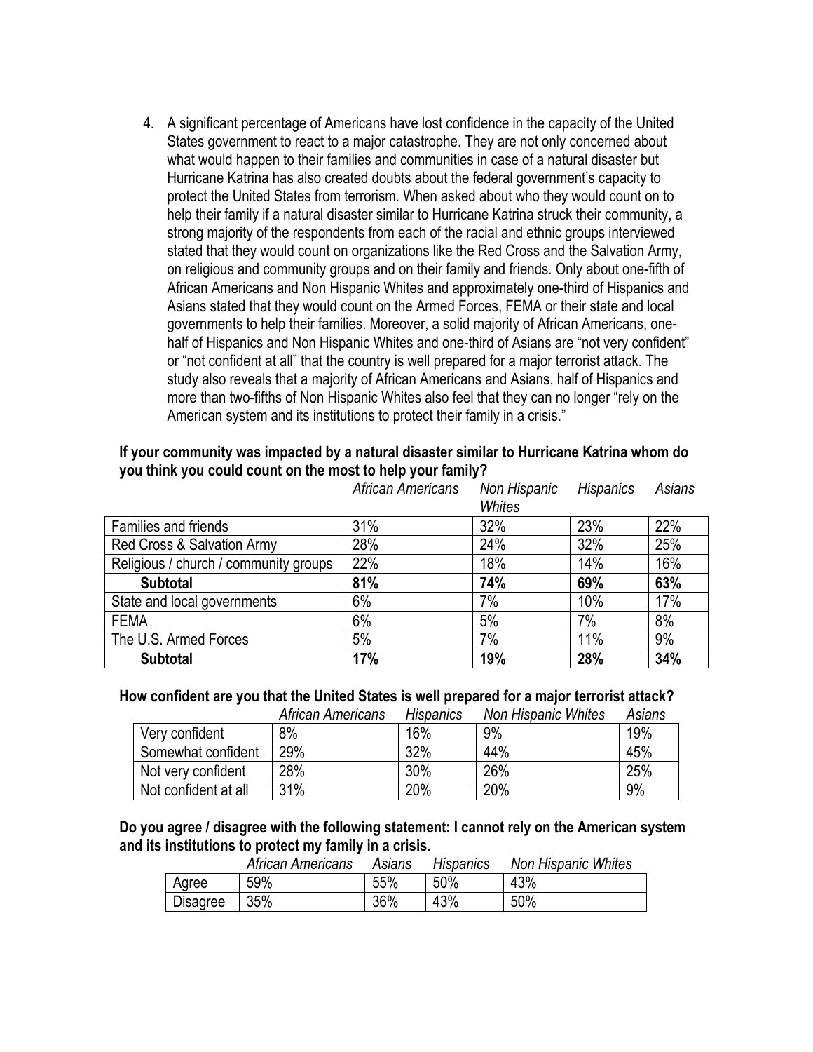4. A significant percentage of Americans have lost confidence in the capacity of the United States government to react to a major catastrophe. They are not only concerned about what would happen to their families and communities in case of a natural disaster but Hurricane Katrina has also created doubts about the federal government's capacity to protect the United States from terrorism. When asked about who they would count on to help their family if a natural disaster similar to Hurricane Katrina struck their community, a strong majority of the respondents from each of the racial and ethnic groups interviewed stated that they would count on organizations like the Red Cross and the Salvation Army, on religious and community groups and on their family and friends. Only about one-fifth of African Americans and Non Hispanic Whites and approximately one-third of Hispanics and Asians stated that they would count on the Armed Forces, FEMA or their state and local governments to help their families. Moreover, a solid majority of African Americans, one-half of Hispanics and Non Hispanic Whites and one-third of Asians are "not very confident" or "not confident at all" that the country is well prepared for a major terrorist attack. The study also reveals that a majority of African Americans and Asians, half of Hispanics and more than two-fifths of Non Hispanic Whites also feel that they can no longer "rely on the American system and its institutions to protect their family in a crisis."

**If your community was impacted by a natural disaster similar to Hurricane Katrina whom do you think you could count on the most to help your family?**

| | *African Americans* | *Non Hispanic Whites* | *Hispanics* | *Asians* |
|---|---|---|---|---|
| Families and friends | 31% | 32% | 23% | 22% |
| Red Cross & Salvation Army | 28% | 24% | 32% | 25% |
| Religious / church / community groups | 22% | 18% | 14% | 16% |
| **Subtotal** | **81%** | **74%** | **69%** | **63%** |
| State and local governments | 6% | 7% | 10% | 17% |
| FEMA | 6% | 5% | 7% | 8% |
| The U.S. Armed Forces | 5% | 7% | 11% | 9% |
| **Subtotal** | **17%** | **19%** | **28%** | **34%** |

**How confident are you that the United States is well prepared for a major terrorist attack?**

| | *African Americans* | *Hispanics* | *Non Hispanic Whites* | *Asians* |
|---|---|---|---|---|
| Very confident | 8% | 16% | 9% | 19% |
| Somewhat confident | 29% | 32% | 44% | 45% |
| Not very confident | 28% | 30% | 26% | 25% |
| Not confident at all | 31% | 20% | 20% | 9% |

**Do you agree / disagree with the following statement: I cannot rely on the American system and its institutions to protect my family in a crisis.**

| | *African Americans* | *Asians* | *Hispanics* | *Non Hispanic Whites* |
|---|---|---|---|---|
| Agree | 59% | 55% | 50% | 43% |
| Disagree | 35% | 36% | 43% | 50% |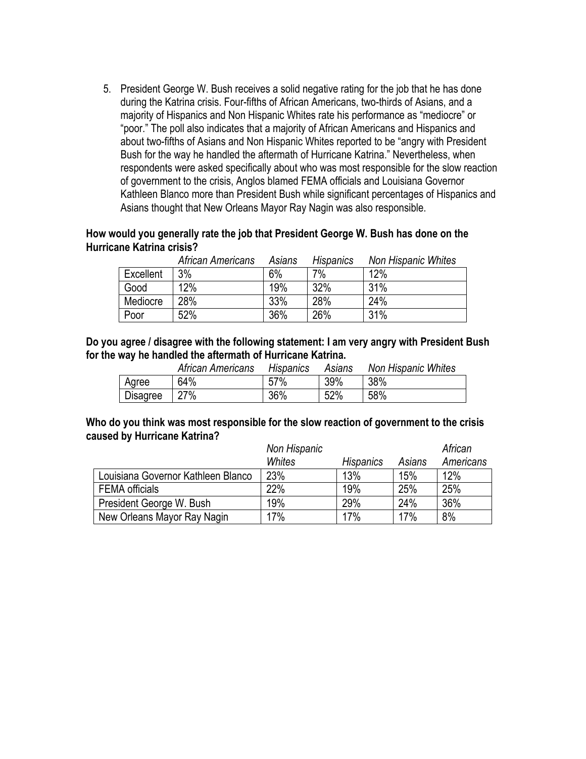5. President George W. Bush receives a solid negative rating for the job that he has done during the Katrina crisis. Four-fifths of African Americans, two-thirds of Asians, and a majority of Hispanics and Non Hispanic Whites rate his performance as "mediocre" or "poor." The poll also indicates that a majority of African Americans and Hispanics and about two-fifths of Asians and Non Hispanic Whites reported to be "angry with President Bush for the way he handled the aftermath of Hurricane Katrina." Nevertheless, when respondents were asked specifically about who was most responsible for the slow reaction of government to the crisis, Anglos blamed FEMA officials and Louisiana Governor Kathleen Blanco more than President Bush while significant percentages of Hispanics and Asians thought that New Orleans Mayor Ray Nagin was also responsible.

**How would you generally rate the job that President George W. Bush has done on the Hurricane Katrina crisis?**

| | *African Americans* | *Asians* | *Hispanics* | *Non Hispanic Whites* |
|---|---|---|---|---|
| Excellent | 3% | 6% | 7% | 12% |
| Good | 12% | 19% | 32% | 31% |
| Mediocre | 28% | 33% | 28% | 24% |
| Poor | 52% | 36% | 26% | 31% |

**Do you agree / disagree with the following statement: I am very angry with President Bush for the way he handled the aftermath of Hurricane Katrina.**

| | *African Americans* | *Hispanics* | *Asians* | *Non Hispanic Whites* |
|---|---|---|---|---|
| Agree | 64% | 57% | 39% | 38% |
| Disagree | 27% | 36% | 52% | 58% |

**Who do you think was most responsible for the slow reaction of government to the crisis caused by Hurricane Katrina?**

| | *Non Hispanic Whites* | *Hispanics* | *Asians* | *African Americans* |
|---|---|---|---|---|
| Louisiana Governor Kathleen Blanco | 23% | 13% | 15% | 12% |
| FEMA officials | 22% | 19% | 25% | 25% |
| President George W. Bush | 19% | 29% | 24% | 36% |
| New Orleans Mayor Ray Nagin | 17% | 17% | 17% | 8% |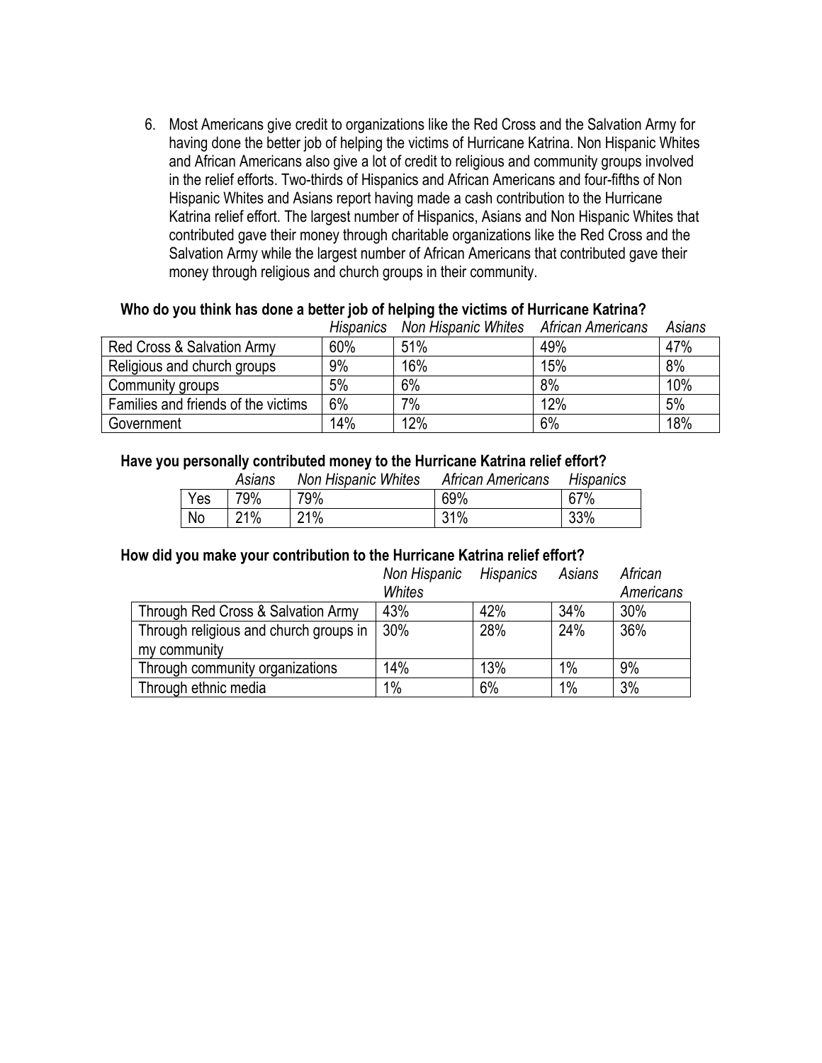6. Most Americans give credit to organizations like the Red Cross and the Salvation Army for having done the better job of helping the victims of Hurricane Katrina. Non Hispanic Whites and African Americans also give a lot of credit to religious and community groups involved in the relief efforts. Two-thirds of Hispanics and African Americans and four-fifths of Non Hispanic Whites and Asians report having made a cash contribution to the Hurricane Katrina relief effort. The largest number of Hispanics, Asians and Non Hispanic Whites that contributed gave their money through charitable organizations like the Red Cross and the Salvation Army while the largest number of African Americans that contributed gave their money through religious and church groups in their community.

**Who do you think has done a better job of helping the victims of Hurricane Katrina?**

| | *Hispanics* | *Non Hispanic Whites* | *African Americans* | *Asians* |
|---|---|---|---|---|
| Red Cross & Salvation Army | 60% | 51% | 49% | 47% |
| Religious and church groups | 9% | 16% | 15% | 8% |
| Community groups | 5% | 6% | 8% | 10% |
| Families and friends of the victims | 6% | 7% | 12% | 5% |
| Government | 14% | 12% | 6% | 18% |

**Have you personally contributed money to the Hurricane Katrina relief effort?**

| | *Asians* | *Non Hispanic Whites* | *African Americans* | *Hispanics* |
|---|---|---|---|---|
| Yes | 79% | 79% | 69% | 67% |
| No | 21% | 21% | 31% | 33% |

**How did you make your contribution to the Hurricane Katrina relief effort?**

| | *Non Hispanic Whites* | *Hispanics* | *Asians* | *African Americans* |
|---|---|---|---|---|
| Through Red Cross & Salvation Army | 43% | 42% | 34% | 30% |
| Through religious and church groups in my community | 30% | 28% | 24% | 36% |
| Through community organizations | 14% | 13% | 1% | 9% |
| Through ethnic media | 1% | 6% | 1% | 3% |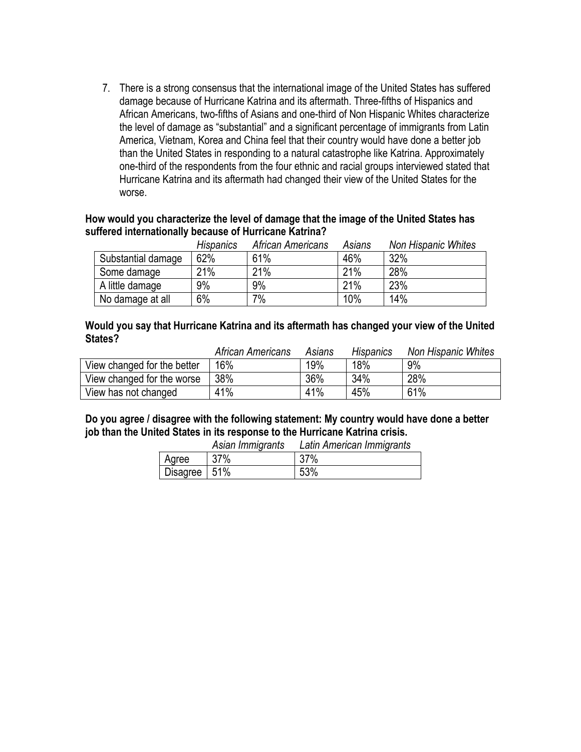7. There is a strong consensus that the international image of the United States has suffered damage because of Hurricane Katrina and its aftermath. Three-fifths of Hispanics and African Americans, two-fifths of Asians and one-third of Non Hispanic Whites characterize the level of damage as "substantial" and a significant percentage of immigrants from Latin America, Vietnam, Korea and China feel that their country would have done a better job than the United States in responding to a natural catastrophe like Katrina. Approximately one-third of the respondents from the four ethnic and racial groups interviewed stated that Hurricane Katrina and its aftermath had changed their view of the United States for the worse.

**How would you characterize the level of damage that the image of the United States has suffered internationally because of Hurricane Katrina?**

| | *Hispanics* | *African Americans* | *Asians* | *Non Hispanic Whites* |
|---|---|---|---|---|
| Substantial damage | 62% | 61% | 46% | 32% |
| Some damage | 21% | 21% | 21% | 28% |
| A little damage | 9% | 9% | 21% | 23% |
| No damage at all | 6% | 7% | 10% | 14% |

**Would you say that Hurricane Katrina and its aftermath has changed your view of the United States?**

| | *African Americans* | *Asians* | *Hispanics* | *Non Hispanic Whites* |
|---|---|---|---|---|
| View changed for the better | 16% | 19% | 18% | 9% |
| View changed for the worse | 38% | 36% | 34% | 28% |
| View has not changed | 41% | 41% | 45% | 61% |

**Do you agree / disagree with the following statement: My country would have done a better job than the United States in its response to the Hurricane Katrina crisis.**

| | *Asian Immigrants* | *Latin American Immigrants* |
|---|---|---|
| Agree | 37% | 37% |
| Disagree | 51% | 53% |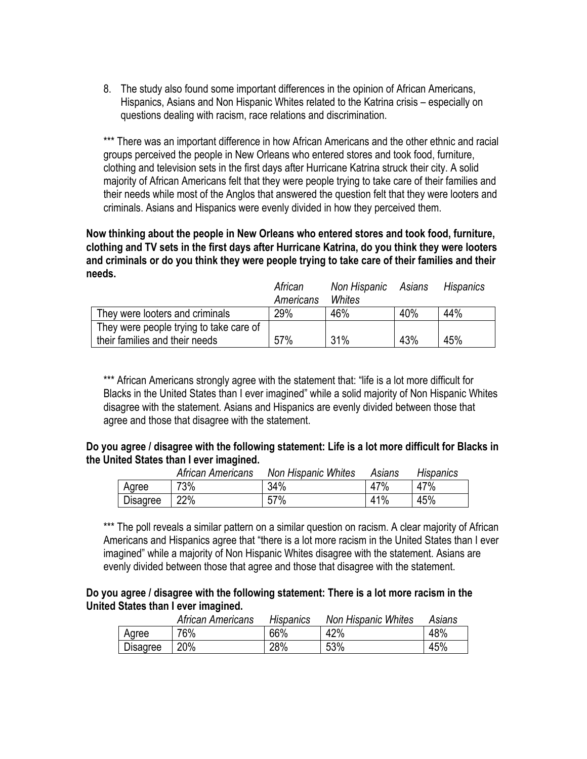8. The study also found some important differences in the opinion of African Americans, Hispanics, Asians and Non Hispanic Whites related to the Katrina crisis – especially on questions dealing with racism, race relations and discrimination.

*** There was an important difference in how African Americans and the other ethnic and racial groups perceived the people in New Orleans who entered stores and took food, furniture, clothing and television sets in the first days after Hurricane Katrina struck their city. A solid majority of African Americans felt that they were people trying to take care of their families and their needs while most of the Anglos that answered the question felt that they were looters and criminals. Asians and Hispanics were evenly divided in how they perceived them.

**Now thinking about the people in New Orleans who entered stores and took food, furniture, clothing and TV sets in the first days after Hurricane Katrina, do you think they were looters and criminals or do you think they were people trying to take care of their families and their needs.**

| | *African Americans* | *Non Hispanic Whites* | *Asians* | *Hispanics* |
|---|---|---|---|---|
| They were looters and criminals | 29% | 46% | 40% | 44% |
| They were people trying to take care of their families and their needs | 57% | 31% | 43% | 45% |

*** African Americans strongly agree with the statement that: "life is a lot more difficult for Blacks in the United States than I ever imagined" while a solid majority of Non Hispanic Whites disagree with the statement. Asians and Hispanics are evenly divided between those that agree and those that disagree with the statement.

**Do you agree / disagree with the following statement: Life is a lot more difficult for Blacks in the United States than I ever imagined.**

| | *African Americans* | *Non Hispanic Whites* | *Asians* | *Hispanics* |
|---|---|---|---|---|
| Agree | 73% | 34% | 47% | 47% |
| Disagree | 22% | 57% | 41% | 45% |

*** The poll reveals a similar pattern on a similar question on racism. A clear majority of African Americans and Hispanics agree that "there is a lot more racism in the United States than I ever imagined" while a majority of Non Hispanic Whites disagree with the statement. Asians are evenly divided between those that agree and those that disagree with the statement.

**Do you agree / disagree with the following statement: There is a lot more racism in the United States than I ever imagined.**

| | *African Americans* | *Hispanics* | *Non Hispanic Whites* | *Asians* |
|---|---|---|---|---|
| Agree | 76% | 66% | 42% | 48% |
| Disagree | 20% | 28% | 53% | 45% |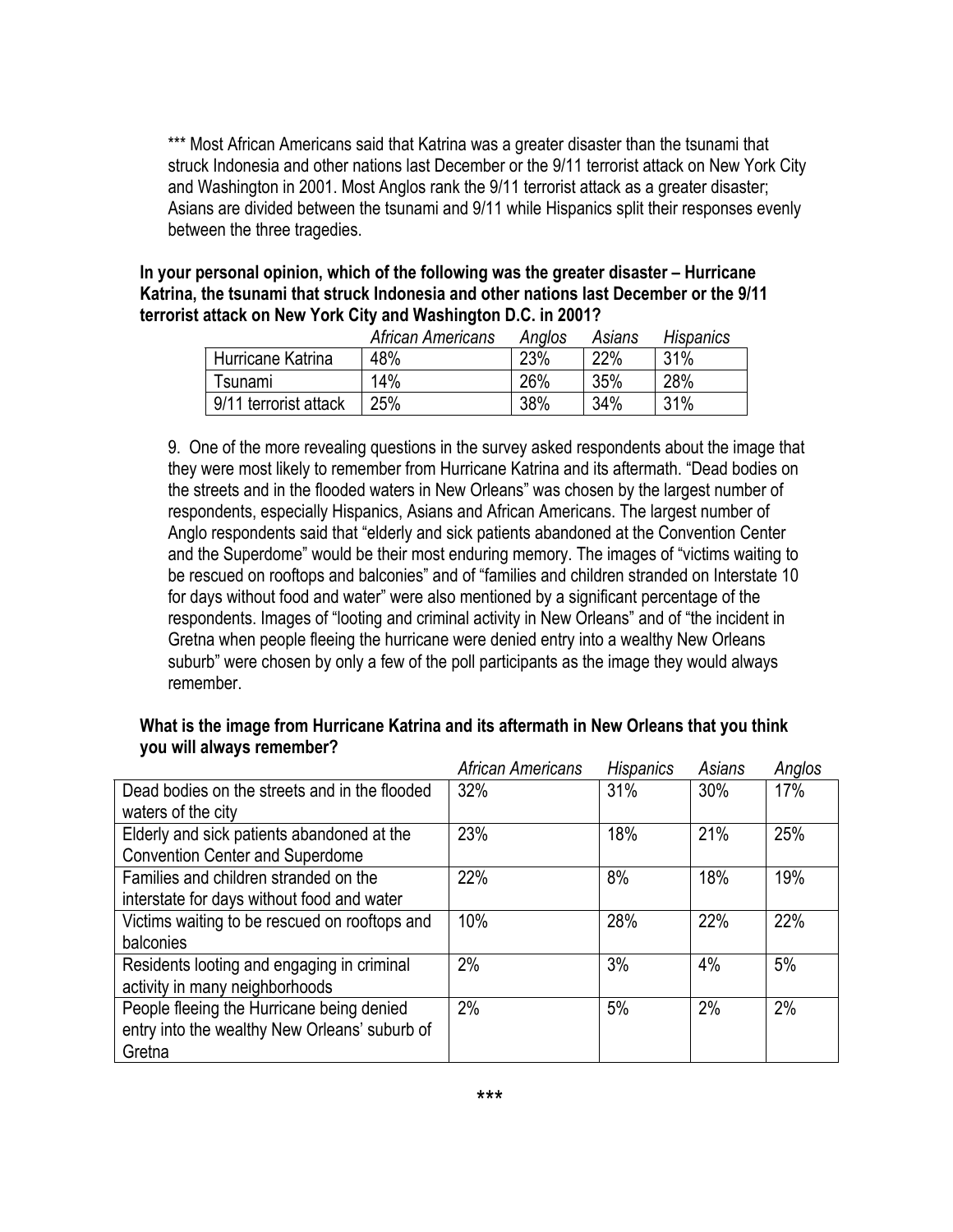*** Most African Americans said that Katrina was a greater disaster than the tsunami that struck Indonesia and other nations last December or the 9/11 terrorist attack on New York City and Washington in 2001. Most Anglos rank the 9/11 terrorist attack as a greater disaster; Asians are divided between the tsunami and 9/11 while Hispanics split their responses evenly between the three tragedies.

**In your personal opinion, which of the following was the greater disaster – Hurricane Katrina, the tsunami that struck Indonesia and other nations last December or the 9/11 terrorist attack on New York City and Washington D.C. in 2001?**

| | *African Americans* | *Anglos* | *Asians* | *Hispanics* |
|---|---|---|---|---|
| Hurricane Katrina | 48% | 23% | 22% | 31% |
| Tsunami | 14% | 26% | 35% | 28% |
| 9/11 terrorist attack | 25% | 38% | 34% | 31% |

9. One of the more revealing questions in the survey asked respondents about the image that they were most likely to remember from Hurricane Katrina and its aftermath. "Dead bodies on the streets and in the flooded waters in New Orleans" was chosen by the largest number of respondents, especially Hispanics, Asians and African Americans. The largest number of Anglo respondents said that "elderly and sick patients abandoned at the Convention Center and the Superdome" would be their most enduring memory. The images of "victims waiting to be rescued on rooftops and balconies" and of "families and children stranded on Interstate 10 for days without food and water" were also mentioned by a significant percentage of the respondents. Images of "looting and criminal activity in New Orleans" and of "the incident in Gretna when people fleeing the hurricane were denied entry into a wealthy New Orleans suburb" were chosen by only a few of the poll participants as the image they would always remember.

**What is the image from Hurricane Katrina and its aftermath in New Orleans that you think you will always remember?**

| | *African Americans* | *Hispanics* | *Asians* | *Anglos* |
|---|---|---|---|---|
| Dead bodies on the streets and in the flooded waters of the city | 32% | 31% | 30% | 17% |
| Elderly and sick patients abandoned at the Convention Center and Superdome | 23% | 18% | 21% | 25% |
| Families and children stranded on the interstate for days without food and water | 22% | 8% | 18% | 19% |
| Victims waiting to be rescued on rooftops and balconies | 10% | 28% | 22% | 22% |
| Residents looting and engaging in criminal activity in many neighborhoods | 2% | 3% | 4% | 5% |
| People fleeing the Hurricane being denied entry into the wealthy New Orleans' suburb of Gretna | 2% | 5% | 2% | 2% |

***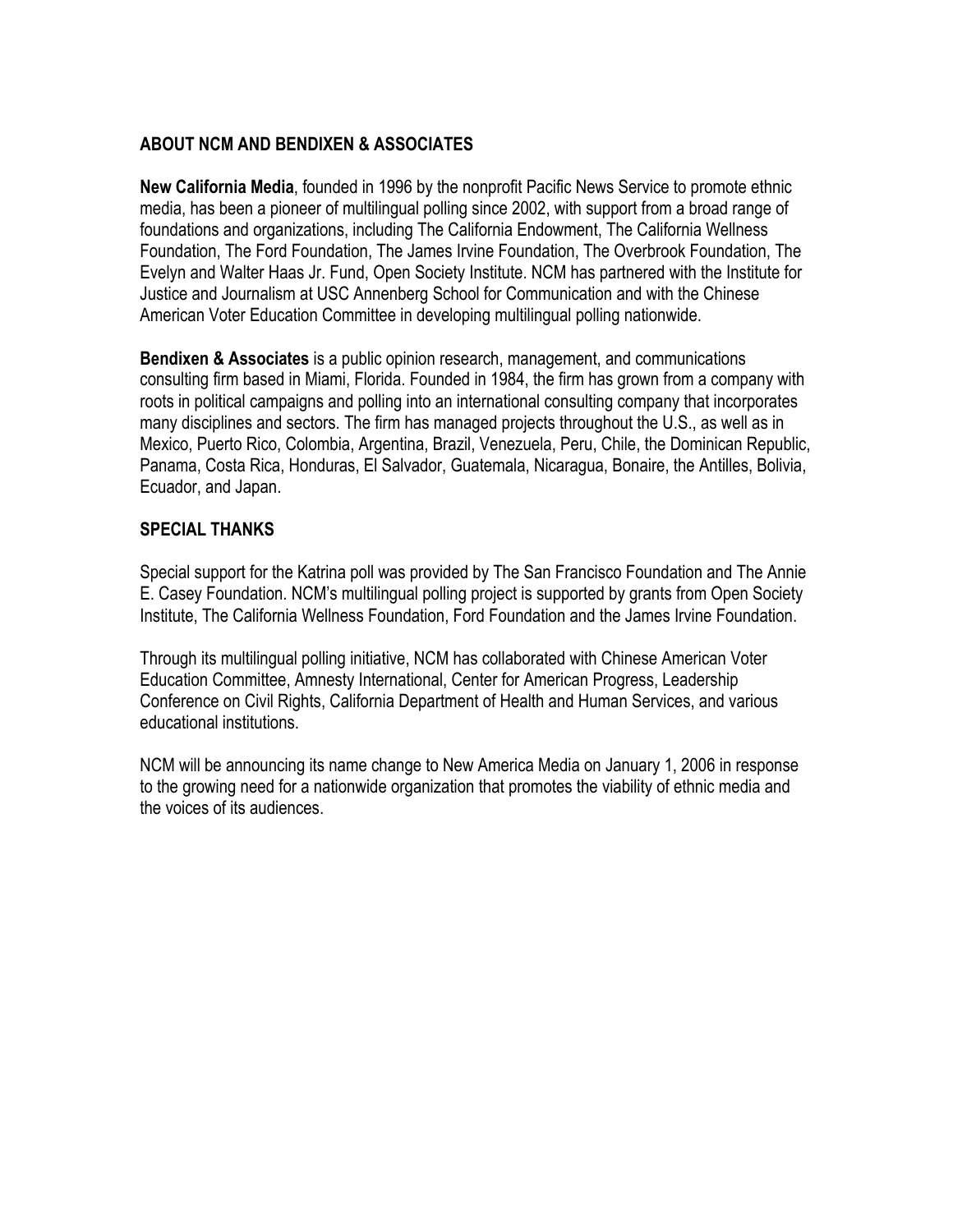## ABOUT NCM AND BENDIXEN & ASSOCIATES

**New California Media**, founded in 1996 by the nonprofit Pacific News Service to promote ethnic media, has been a pioneer of multilingual polling since 2002, with support from a broad range of foundations and organizations, including The California Endowment, The California Wellness Foundation, The Ford Foundation, The James Irvine Foundation, The Overbrook Foundation, The Evelyn and Walter Haas Jr. Fund, Open Society Institute. NCM has partnered with the Institute for Justice and Journalism at USC Annenberg School for Communication and with the Chinese American Voter Education Committee in developing multilingual polling nationwide.

**Bendixen & Associates** is a public opinion research, management, and communications consulting firm based in Miami, Florida. Founded in 1984, the firm has grown from a company with roots in political campaigns and polling into an international consulting company that incorporates many disciplines and sectors. The firm has managed projects throughout the U.S., as well as in Mexico, Puerto Rico, Colombia, Argentina, Brazil, Venezuela, Peru, Chile, the Dominican Republic, Panama, Costa Rica, Honduras, El Salvador, Guatemala, Nicaragua, Bonaire, the Antilles, Bolivia, Ecuador, and Japan.

## SPECIAL THANKS

Special support for the Katrina poll was provided by The San Francisco Foundation and The Annie E. Casey Foundation. NCM's multilingual polling project is supported by grants from Open Society Institute, The California Wellness Foundation, Ford Foundation and the James Irvine Foundation.

Through its multilingual polling initiative, NCM has collaborated with Chinese American Voter Education Committee, Amnesty International, Center for American Progress, Leadership Conference on Civil Rights, California Department of Health and Human Services, and various educational institutions.

NCM will be announcing its name change to New America Media on January 1, 2006 in response to the growing need for a nationwide organization that promotes the viability of ethnic media and the voices of its audiences.